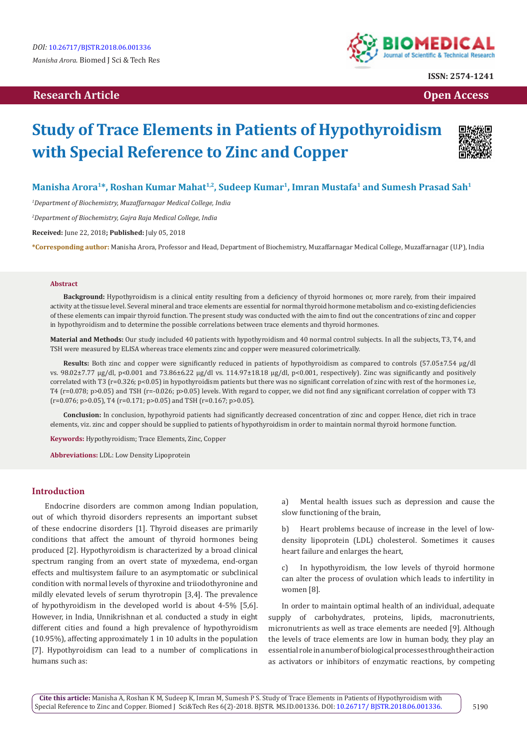Research Article

Open Access

# Study of Trace Elements in Patients of Hypothyroidism with Special Reference to Zinc and Copper

**Manisha Arora[1]\*, Roshan Kumar Mahat[1,2], Sudeep Kumar[1], Imran Mustafa[1] and Sumesh Prasad Sah[1]**

[1]*Department of Biochemistry, Muzaffarnagar Medical College, India*

[2]*Department of Biochemistry, Gajra Raja Medical College, India*

**Received:** June 22, 2018; **Published:** July 05, 2018

**\*Corresponding author:** Manisha Arora, Professor and Head, Department of Biochemistry, Muzaffarnagar Medical College, Muzaffarnagar (U.P), India

## Abstract

**Background:** Hypothyroidism is a clinical entity resulting from a deficiency of thyroid hormones or, more rarely, from their impaired activity at the tissue level. Several mineral and trace elements are essential for normal thyroid hormone metabolism and co-existing deficiencies of these elements can impair thyroid function. The present study was conducted with the aim to find out the concentrations of zinc and copper in hypothyroidism and to determine the possible correlations between trace elements and thyroid hormones.

**Material and Methods:** Our study included 40 patients with hypothyroidism and 40 normal control subjects. In all the subjects, T3, T4, and TSH were measured by ELISA whereas trace elements zinc and copper were measured colorimetrically.

**Results:** Both zinc and copper were significantly reduced in patients of hypothyroidism as compared to controls (57.05±7.54 µg/dl vs. 98.02±7.77 µg/dl, $p<0.001$ and 73.86±6.22 µg/dl vs. 114.97±18.18 µg/dl, $p<0.001$, respectively). Zinc was significantly and positively correlated with T3 ($r=0.326$; $p<0.05$) in hypothyroidism patients but there was no significant correlation of zinc with rest of the hormones i.e, T4 ($r=0.078$; $p>0.05$) and TSH ($r=-0.026$; $p>0.05$) levels. With regard to copper, we did not find any significant correlation of copper with T3 ($r=0.076$; $p>0.05$), T4 ($r=0.171$; $p>0.05$) and TSH ($r=0.167$; $p>0.05$).

**Conclusion:** In conclusion, hypothyroid patients had significantly decreased concentration of zinc and copper. Hence, diet rich in trace elements, viz. zinc and copper should be supplied to patients of hypothyroidism in order to maintain normal thyroid hormone function.

**Keywords:** Hypothyroidism; Trace Elements, Zinc, Copper

**Abbreviations:** LDL: Low Density Lipoprotein

## Introduction

Endocrine disorders are common among Indian population, out of which thyroid disorders represents an important subset of these endocrine disorders [1]. Thyroid diseases are primarily conditions that affect the amount of thyroid hormones being produced [2]. Hypothyroidism is characterized by a broad clinical spectrum ranging from an overt state of myxedema, end-organ effects and multisystem failure to an asymptomatic or subclinical condition with normal levels of thyroxine and triiodothyronine and mildly elevated levels of serum thyrotropin [3,4]. The prevalence of hypothyroidism in the developed world is about 4-5% [5,6]. However, in India, Unnikrishnan et al. conducted a study in eight different cities and found a high prevalence of hypothyroidism (10.95%), affecting approximately 1 in 10 adults in the population [7]. Hypothyroidism can lead to a number of complications in humans such as:

a) Mental health issues such as depression and cause the slow functioning of the brain,

b) Heart problems because of increase in the level of low-density lipoprotein (LDL) cholesterol. Sometimes it causes heart failure and enlarges the heart,

c) In hypothyroidism, the low levels of thyroid hormone can alter the process of ovulation which leads to infertility in women [8].

In order to maintain optimal health of an individual, adequate supply of carbohydrates, proteins, lipids, macronutrients, micronutrients as well as trace elements are needed [9]. Although the levels of trace elements are low in human body, they play an essential role in a number of biological processes through their action as activators or inhibitors of enzymatic reactions, by competing

**Cite this article:** Manisha A, Roshan K M, Sudeep K, Imran M, Sumesh P S. Study of Trace Elements in Patients of Hypothyroidism with Special Reference to Zinc and Copper. Biomed J Sci&Tech Res 6(2)-2018. BJSTR. MS.ID.001336. DOI: 10.26717/ BJSTR.2018.06.001336.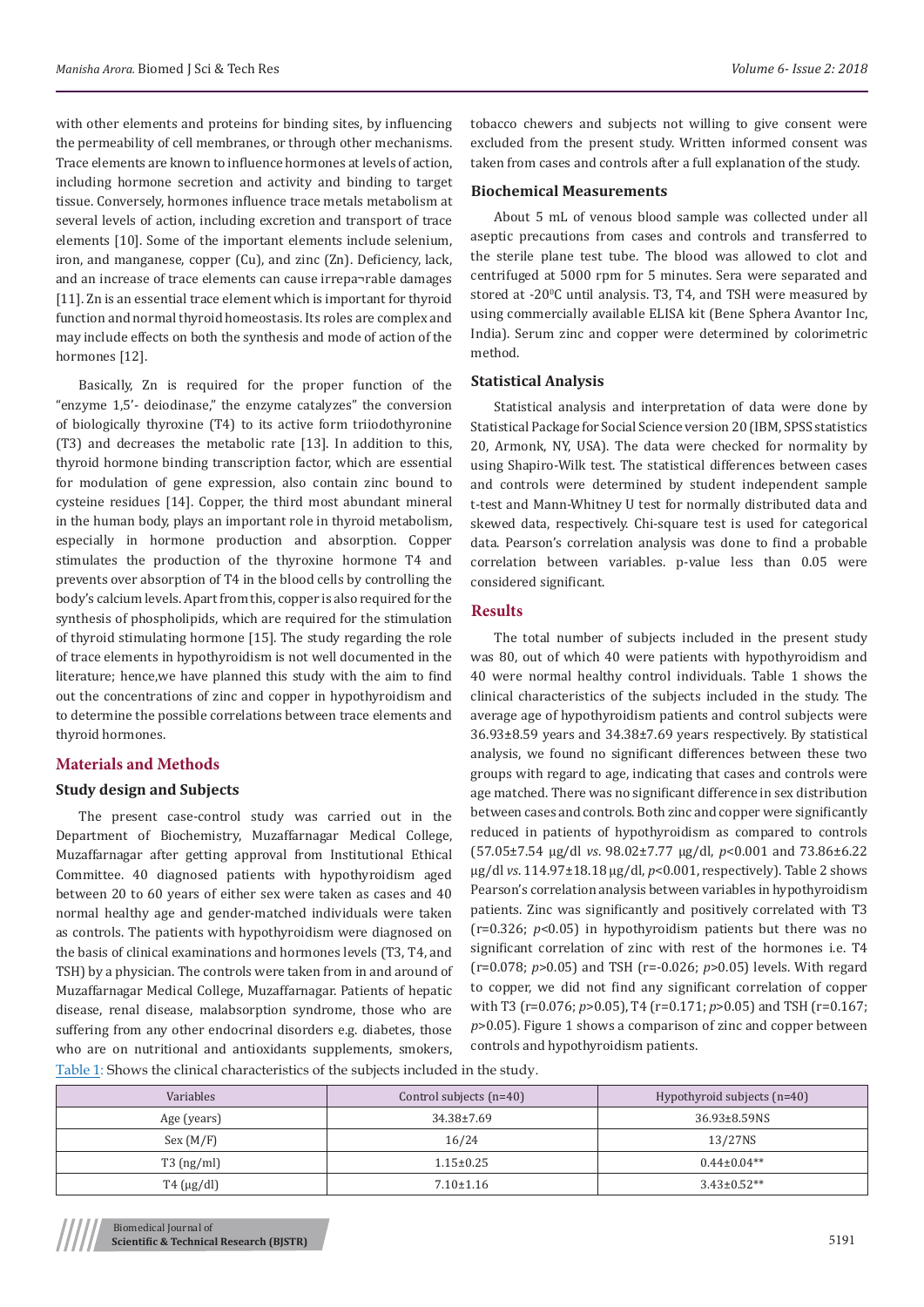with other elements and proteins for binding sites, by influencing the permeability of cell membranes, or through other mechanisms. Trace elements are known to influence hormones at levels of action, including hormone secretion and activity and binding to target tissue. Conversely, hormones influence trace metals metabolism at several levels of action, including excretion and transport of trace elements [10]. Some of the important elements include selenium, iron, and manganese, copper (Cu), and zinc (Zn). Deficiency, lack, and an increase of trace elements can cause irrepa¬rable damages [11]. Zn is an essential trace element which is important for thyroid function and normal thyroid homeostasis. Its roles are complex and may include effects on both the synthesis and mode of action of the hormones [12].

Basically, Zn is required for the proper function of the "enzyme 1,5'- deiodinase," the enzyme catalyzes" the conversion of biologically thyroxine (T4) to its active form triiodothyronine (T3) and decreases the metabolic rate [13]. In addition to this, thyroid hormone binding transcription factor, which are essential for modulation of gene expression, also contain zinc bound to cysteine residues [14]. Copper, the third most abundant mineral in the human body, plays an important role in thyroid metabolism, especially in hormone production and absorption. Copper stimulates the production of the thyroxine hormone T4 and prevents over absorption of T4 in the blood cells by controlling the body's calcium levels. Apart from this, copper is also required for the synthesis of phospholipids, which are required for the stimulation of thyroid stimulating hormone [15]. The study regarding the role of trace elements in hypothyroidism is not well documented in the literature; hence,we have planned this study with the aim to find out the concentrations of zinc and copper in hypothyroidism and to determine the possible correlations between trace elements and thyroid hormones.

## Materials and Methods

### Study design and Subjects

The present case-control study was carried out in the Department of Biochemistry, Muzaffarnagar Medical College, Muzaffarnagar after getting approval from Institutional Ethical Committee. 40 diagnosed patients with hypothyroidism aged between 20 to 60 years of either sex were taken as cases and 40 normal healthy age and gender-matched individuals were taken as controls. The patients with hypothyroidism were diagnosed on the basis of clinical examinations and hormones levels (T3, T4, and TSH) by a physician. The controls were taken from in and around of Muzaffarnagar Medical College, Muzaffarnagar. Patients of hepatic disease, renal disease, malabsorption syndrome, those who are suffering from any other endocrinal disorders e.g. diabetes, those who are on nutritional and antioxidants supplements, smokers, tobacco chewers and subjects not willing to give consent were excluded from the present study. Written informed consent was taken from cases and controls after a full explanation of the study.

### Biochemical Measurements

About 5 mL of venous blood sample was collected under all aseptic precautions from cases and controls and transferred to the sterile plane test tube. The blood was allowed to clot and centrifuged at 5000 rpm for 5 minutes. Sera were separated and stored at -20$^0$C until analysis. T3, T4, and TSH were measured by using commercially available ELISA kit (Bene Sphera Avantor Inc, India). Serum zinc and copper were determined by colorimetric method.

### Statistical Analysis

Statistical analysis and interpretation of data were done by Statistical Package for Social Science version 20 (IBM, SPSS statistics 20, Armonk, NY, USA). The data were checked for normality by using Shapiro-Wilk test. The statistical differences between cases and controls were determined by student independent sample t-test and Mann-Whitney U test for normally distributed data and skewed data, respectively. Chi-square test is used for categorical data. Pearson's correlation analysis was done to find a probable correlation between variables. p-value less than 0.05 were considered significant.

## Results

The total number of subjects included in the present study was 80, out of which 40 were patients with hypothyroidism and 40 were normal healthy control individuals. Table 1 shows the clinical characteristics of the subjects included in the study. The average age of hypothyroidism patients and control subjects were 36.93±8.59 years and 34.38±7.69 years respectively. By statistical analysis, we found no significant differences between these two groups with regard to age, indicating that cases and controls were age matched. There was no significant difference in sex distribution between cases and controls. Both zinc and copper were significantly reduced in patients of hypothyroidism as compared to controls (57.05±7.54 μg/dl *vs*. 98.02±7.77 μg/dl, $p<0.001$ and 73.86±6.22 μg/dl *vs*. 114.97±18.18 μg/dl, $p<0.001$, respectively). Table 2 shows Pearson's correlation analysis between variables in hypothyroidism patients. Zinc was significantly and positively correlated with T3 ($r=0.326$; $p<0.05$) in hypothyroidism patients but there was no significant correlation of zinc with rest of the hormones i.e. T4 ($r=0.078$; $p>0.05$) and TSH ($r=-0.026$; $p>0.05$) levels. With regard to copper, we did not find any significant correlation of copper with T3 ($r=0.076$; $p>0.05$), T4 ($r=0.171$; $p>0.05$) and TSH ($r=0.167$; $p>0.05$). Figure 1 shows a comparison of zinc and copper between controls and hypothyroidism patients.

Table 1: Shows the clinical characteristics of the subjects included in the study.

| Variables | Control subjects (n=40) | Hypothyroid subjects (n=40) |
|---|---|---|
| Age (years) | 34.38±7.69 | 36.93±8.59NS |
| Sex (M/F) | 16/24 | 13/27NS |
| T3 (ng/ml) | 1.15±0.25 | 0.44±0.04** |
| T4 (μg/dl) | 7.10±1.16 | 3.43±0.52** |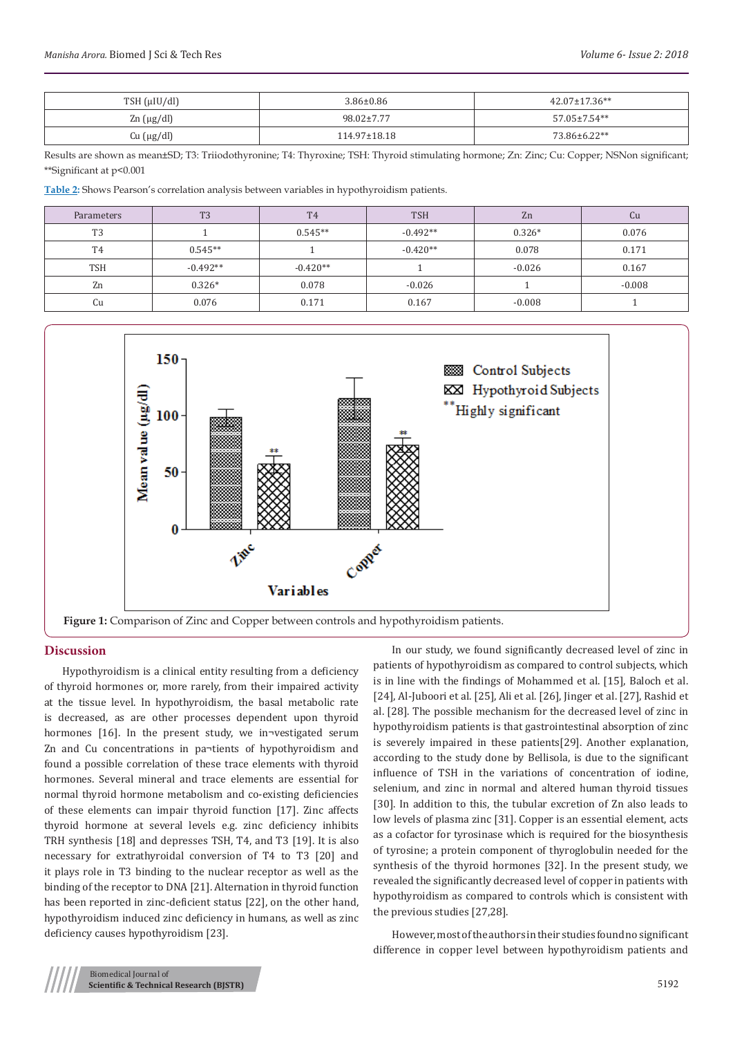| TSH (μIU/dl) | 3.86±0.86 | 42.07±17.36** |
|---|---|---|
| Zn (μg/dl) | 98.02±7.77 | 57.05±7.54** |
| Cu (μg/dl) | 114.97±18.18 | 73.86±6.22** |

Results are shown as mean±SD; T3: Triiodothyronine; T4: Thyroxine; TSH: Thyroid stimulating hormone; Zn: Zinc; Cu: Copper; NSNon significant; **Significant at p<0.001

**Table 2:** Shows Pearson's correlation analysis between variables in hypothyroidism patients.

| Parameters | T3 | T4 | TSH | Zn | Cu |
|---|---|---|---|---|---|
| T3 | 1 | 0.545** | -0.492** | 0.326* | 0.076 |
| T4 | 0.545** | 1 | -0.420** | 0.078 | 0.171 |
| TSH | -0.492** | -0.420** | 1 | -0.026 | 0.167 |
| Zn | 0.326* | 0.078 | -0.026 | 1 | -0.008 |
| Cu | 0.076 | 0.171 | 0.167 | -0.008 | 1 |

**Figure 1:** Comparison of Zinc and Copper between controls and hypothyroidism patients.

## Discussion

Hypothyroidism is a clinical entity resulting from a deficiency of thyroid hormones or, more rarely, from their impaired activity at the tissue level. In hypothyroidism, the basal metabolic rate is decreased, as are other processes dependent upon thyroid hormones [16]. In the present study, we in¬vestigated serum Zn and Cu concentrations in pa¬tients of hypothyroidism and found a possible correlation of these trace elements with thyroid hormones. Several mineral and trace elements are essential for normal thyroid hormone metabolism and co-existing deficiencies of these elements can impair thyroid function [17]. Zinc affects thyroid hormone at several levels e.g. zinc deficiency inhibits TRH synthesis [18] and depresses TSH, T4, and T3 [19]. It is also necessary for extrathyroidal conversion of T4 to T3 [20] and it plays role in T3 binding to the nuclear receptor as well as the binding of the receptor to DNA [21]. Alternation in thyroid function has been reported in zinc-deficient status [22], on the other hand, hypothyroidism induced zinc deficiency in humans, as well as zinc deficiency causes hypothyroidism [23].

In our study, we found significantly decreased level of zinc in patients of hypothyroidism as compared to control subjects, which is in line with the findings of Mohammed et al. [15], Baloch et al. [24], Al-Juboori et al. [25], Ali et al. [26], Jinger et al. [27], Rashid et al. [28]. The possible mechanism for the decreased level of zinc in hypothyroidism patients is that gastrointestinal absorption of zinc is severely impaired in these patients[29]. Another explanation, according to the study done by Bellisola, is due to the significant influence of TSH in the variations of concentration of iodine, selenium, and zinc in normal and altered human thyroid tissues [30]. In addition to this, the tubular excretion of Zn also leads to low levels of plasma zinc [31]. Copper is an essential element, acts as a cofactor for tyrosinase which is required for the biosynthesis of tyrosine; a protein component of thyroglobulin needed for the synthesis of the thyroid hormones [32]. In the present study, we revealed the significantly decreased level of copper in patients with hypothyroidism as compared to controls which is consistent with the previous studies [27,28].

However, most of the authors in their studies found no significant difference in copper level between hypothyroidism patients and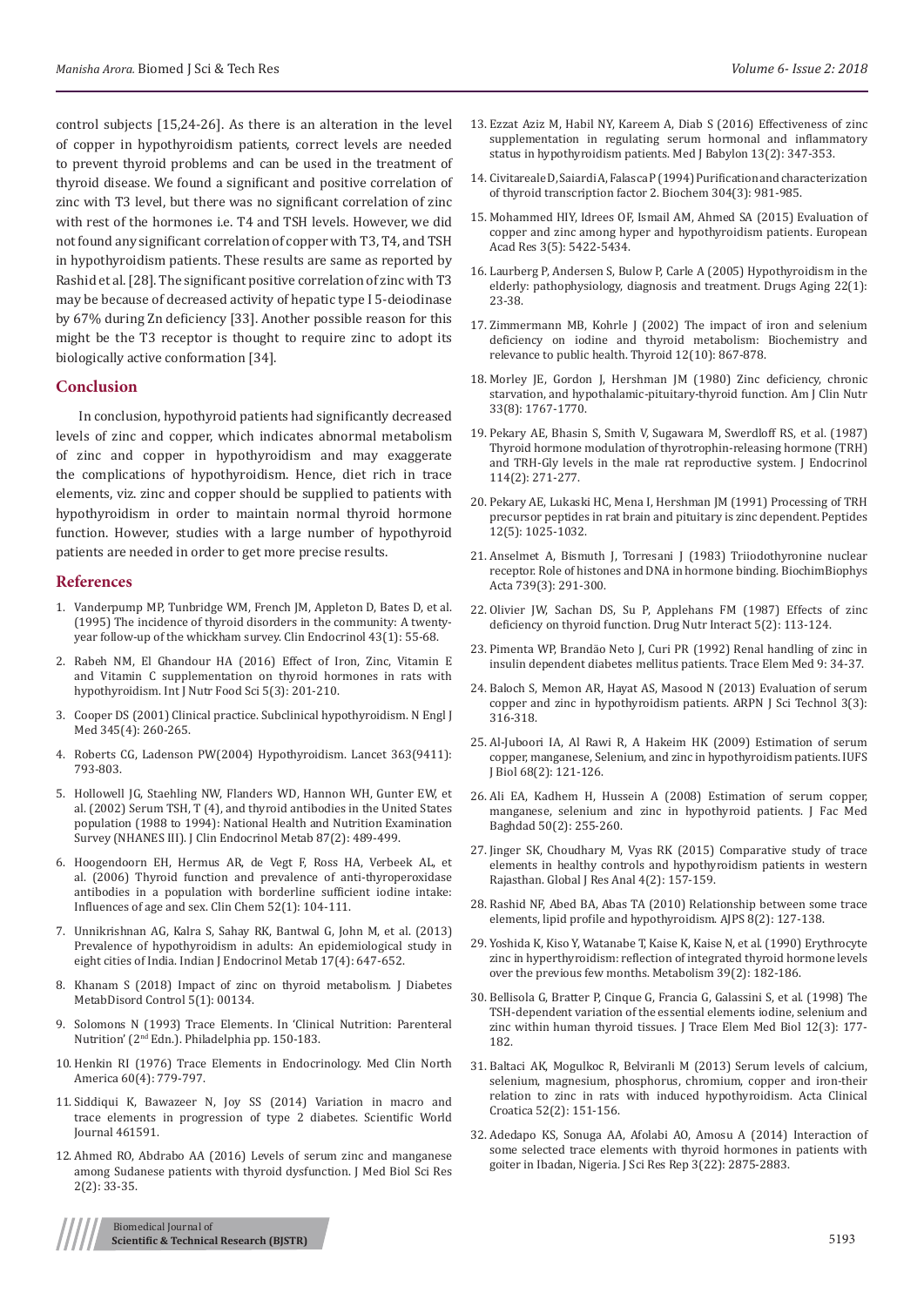control subjects [15,24-26]. As there is an alteration in the level of copper in hypothyroidism patients, correct levels are needed to prevent thyroid problems and can be used in the treatment of thyroid disease. We found a significant and positive correlation of zinc with T3 level, but there was no significant correlation of zinc with rest of the hormones i.e. T4 and TSH levels. However, we did not found any significant correlation of copper with T3, T4, and TSH in hypothyroidism patients. These results are same as reported by Rashid et al. [28]. The significant positive correlation of zinc with T3 may be because of decreased activity of hepatic type I 5-deiodinase by 67% during Zn deficiency [33]. Another possible reason for this might be the T3 receptor is thought to require zinc to adopt its biologically active conformation [34].

## Conclusion

In conclusion, hypothyroid patients had significantly decreased levels of zinc and copper, which indicates abnormal metabolism of zinc and copper in hypothyroidism and may exaggerate the complications of hypothyroidism. Hence, diet rich in trace elements, viz. zinc and copper should be supplied to patients with hypothyroidism in order to maintain normal thyroid hormone function. However, studies with a large number of hypothyroid patients are needed in order to get more precise results.

## References

1. Vanderpump MP, Tunbridge WM, French JM, Appleton D, Bates D, et al. (1995) The incidence of thyroid disorders in the community: A twenty-year follow-up of the whickham survey. Clin Endocrinol 43(1): 55-68.
2. Rabeh NM, El Ghandour HA (2016) Effect of Iron, Zinc, Vitamin E and Vitamin C supplementation on thyroid hormones in rats with hypothyroidism. Int J Nutr Food Sci 5(3): 201-210.
3. Cooper DS (2001) Clinical practice. Subclinical hypothyroidism. N Engl J Med 345(4): 260-265.
4. Roberts CG, Ladenson PW(2004) Hypothyroidism. Lancet 363(9411): 793-803.
5. Hollowell JG, Staehling NW, Flanders WD, Hannon WH, Gunter EW, et al. (2002) Serum TSH, T (4), and thyroid antibodies in the United States population (1988 to 1994): National Health and Nutrition Examination Survey (NHANES III). J Clin Endocrinol Metab 87(2): 489-499.
6. Hoogendoorn EH, Hermus AR, de Vegt F, Ross HA, Verbeek AL, et al. (2006) Thyroid function and prevalence of anti-thyroperoxidase antibodies in a population with borderline sufficient iodine intake: Influences of age and sex. Clin Chem 52(1): 104-111.
7. Unnikrishnan AG, Kalra S, Sahay RK, Bantwal G, John M, et al. (2013) Prevalence of hypothyroidism in adults: An epidemiological study in eight cities of India. Indian J Endocrinol Metab 17(4): 647-652.
8. Khanam S (2018) Impact of zinc on thyroid metabolism. J Diabetes MetabDisord Control 5(1): 00134.
9. Solomons N (1993) Trace Elements. In 'Clinical Nutrition: Parenteral Nutrition' (2nd Edn.). Philadelphia pp. 150-183.
10. Henkin RI (1976) Trace Elements in Endocrinology. Med Clin North America 60(4): 779-797.
11. Siddiqui K, Bawazeer N, Joy SS (2014) Variation in macro and trace elements in progression of type 2 diabetes. Scientific World Journal 461591.
12. Ahmed RO, Abdrabo AA (2016) Levels of serum zinc and manganese among Sudanese patients with thyroid dysfunction. J Med Biol Sci Res 2(2): 33-35.
13. Ezzat Aziz M, Habil NY, Kareem A, Diab S (2016) Effectiveness of zinc supplementation in regulating serum hormonal and inflammatory status in hypothyroidism patients. Med J Babylon 13(2): 347-353.
14. Civitareale D, Saiardi A, Falasca P (1994) Purification and characterization of thyroid transcription factor 2. Biochem 304(3): 981-985.
15. Mohammed HIY, Idrees OF, Ismail AM, Ahmed SA (2015) Evaluation of copper and zinc among hyper and hypothyroidism patients. European Acad Res 3(5): 5422-5434.
16. Laurberg P, Andersen S, Bulow P, Carle A (2005) Hypothyroidism in the elderly: pathophysiology, diagnosis and treatment. Drugs Aging 22(1): 23-38.
17. Zimmermann MB, Kohrle J (2002) The impact of iron and selenium deficiency on iodine and thyroid metabolism: Biochemistry and relevance to public health. Thyroid 12(10): 867-878.
18. Morley JE, Gordon J, Hershman JM (1980) Zinc deficiency, chronic starvation, and hypothalamic-pituitary-thyroid function. Am J Clin Nutr 33(8): 1767-1770.
19. Pekary AE, Bhasin S, Smith V, Sugawara M, Swerdloff RS, et al. (1987) Thyroid hormone modulation of thyrotrophin-releasing hormone (TRH) and TRH-Gly levels in the male rat reproductive system. J Endocrinol 114(2): 271-277.
20. Pekary AE, Lukaski HC, Mena I, Hershman JM (1991) Processing of TRH precursor peptides in rat brain and pituitary is zinc dependent. Peptides 12(5): 1025-1032.
21. Anselmet A, Bismuth J, Torresani J (1983) Triiodothyronine nuclear receptor. Role of histones and DNA in hormone binding. BiochimBiophys Acta 739(3): 291-300.
22. Olivier JW, Sachan DS, Su P, Applehans FM (1987) Effects of zinc deficiency on thyroid function. Drug Nutr Interact 5(2): 113-124.
23. Pimenta WP, Brandão Neto J, Curi PR (1992) Renal handling of zinc in insulin dependent diabetes mellitus patients. Trace Elem Med 9: 34-37.
24. Baloch S, Memon AR, Hayat AS, Masood N (2013) Evaluation of serum copper and zinc in hypothyroidism patients. ARPN J Sci Technol 3(3): 316-318.
25. Al-Juboori IA, Al Rawi R, A Hakeim HK (2009) Estimation of serum copper, manganese, Selenium, and zinc in hypothyroidism patients. IUFS J Biol 68(2): 121-126.
26. Ali EA, Kadhem H, Hussein A (2008) Estimation of serum copper, manganese, selenium and zinc in hypothyroid patients. J Fac Med Baghdad 50(2): 255-260.
27. Jinger SK, Choudhary M, Vyas RK (2015) Comparative study of trace elements in healthy controls and hypothyroidism patients in western Rajasthan. Global J Res Anal 4(2): 157-159.
28. Rashid NF, Abed BA, Abas TA (2010) Relationship between some trace elements, lipid profile and hypothyroidism. AJPS 8(2): 127-138.
29. Yoshida K, Kiso Y, Watanabe T, Kaise K, Kaise N, et al. (1990) Erythrocyte zinc in hyperthyroidism: reflection of integrated thyroid hormone levels over the previous few months. Metabolism 39(2): 182-186.
30. Bellisola G, Bratter P, Cinque G, Francia G, Galassini S, et al. (1998) The TSH-dependent variation of the essential elements iodine, selenium and zinc within human thyroid tissues. J Trace Elem Med Biol 12(3): 177-182.
31. Baltaci AK, Mogulkoc R, Belviranli M (2013) Serum levels of calcium, selenium, magnesium, phosphorus, chromium, copper and iron-their relation to zinc in rats with induced hypothyroidism. Acta Clinical Croatica 52(2): 151-156.
32. Adedapo KS, Sonuga AA, Afolabi AO, Amosu A (2014) Interaction of some selected trace elements with thyroid hormones in patients with goiter in Ibadan, Nigeria. J Sci Res Rep 3(22): 2875-2883.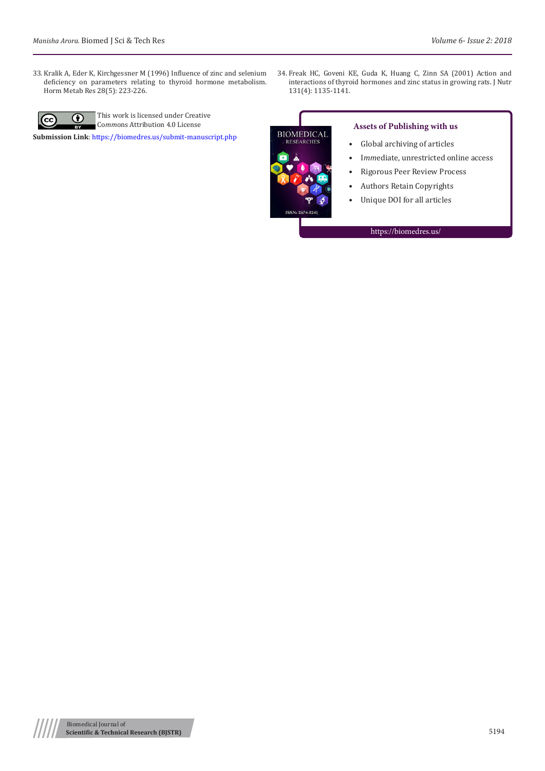33. Kralik A, Eder K, Kirchgessner M (1996) Influence of zinc and selenium deficiency on parameters relating to thyroid hormone metabolism. Horm Metab Res 28(5): 223-226.

34. Freak HC, Goveni KE, Guda K, Huang C, Zinn SA (2001) Action and interactions of thyroid hormones and zinc status in growing rats. J Nutr 131(4): 1135-1141.

This work is licensed under Creative Commons Attribution 4.0 License

**Submission Link**: https://biomedres.us/submit-manuscript.php

### Assets of Publishing with us

- Global archiving of articles
- Immediate, unrestricted online access
- Rigorous Peer Review Process
- Authors Retain Copyrights
- Unique DOI for all articles

https://biomedres.us/